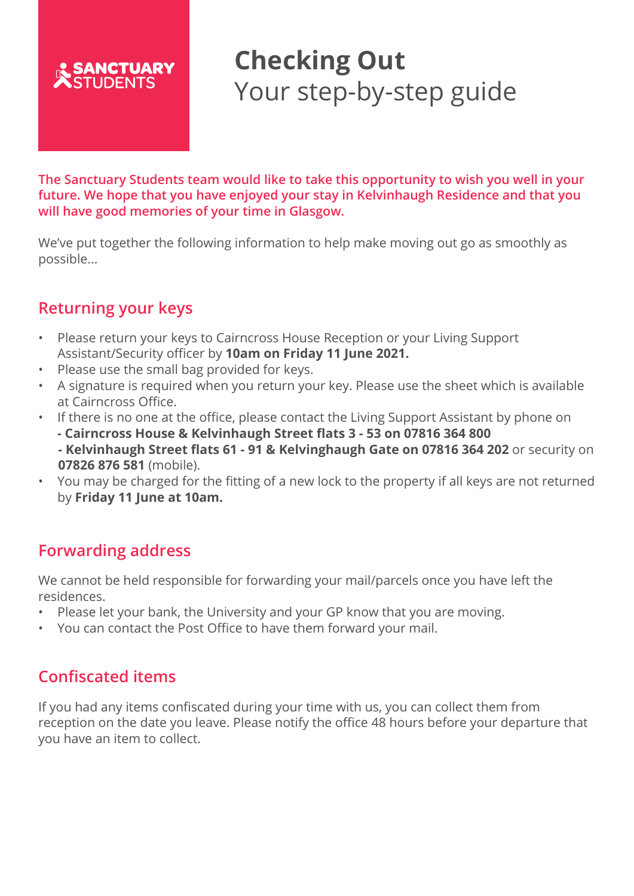SANCTUARY STUDENTS

# Checking Out

Your step-by-step guide

**The Sanctuary Students team would like to take this opportunity to wish you well in your future. We hope that you have enjoyed your stay in Kelvinhaugh Residence and that you will have good memories of your time in Glasgow.**

We've put together the following information to help make moving out go as smoothly as possible...

## Returning your keys

- Please return your keys to Cairncross House Reception or your Living Support Assistant/Security officer by **10am on Friday 11 June 2021.**
- Please use the small bag provided for keys.
- A signature is required when you return your key. Please use the sheet which is available at Cairncross Office.
- If there is no one at the office, please contact the Living Support Assistant by phone on
  **- Cairncross House & Kelvinhaugh Street flats 3 - 53 on 07816 364 800**
  **- Kelvinhaugh Street flats 61 - 91 & Kelvinghaugh Gate on 07816 364 202** or security on **07826 876 581** (mobile).
- You may be charged for the fitting of a new lock to the property if all keys are not returned by **Friday 11 June at 10am.**

## Forwarding address

We cannot be held responsible for forwarding your mail/parcels once you have left the residences.

- Please let your bank, the University and your GP know that you are moving.
- You can contact the Post Office to have them forward your mail.

## Confiscated items

If you had any items confiscated during your time with us, you can collect them from reception on the date you leave. Please notify the office 48 hours before your departure that you have an item to collect.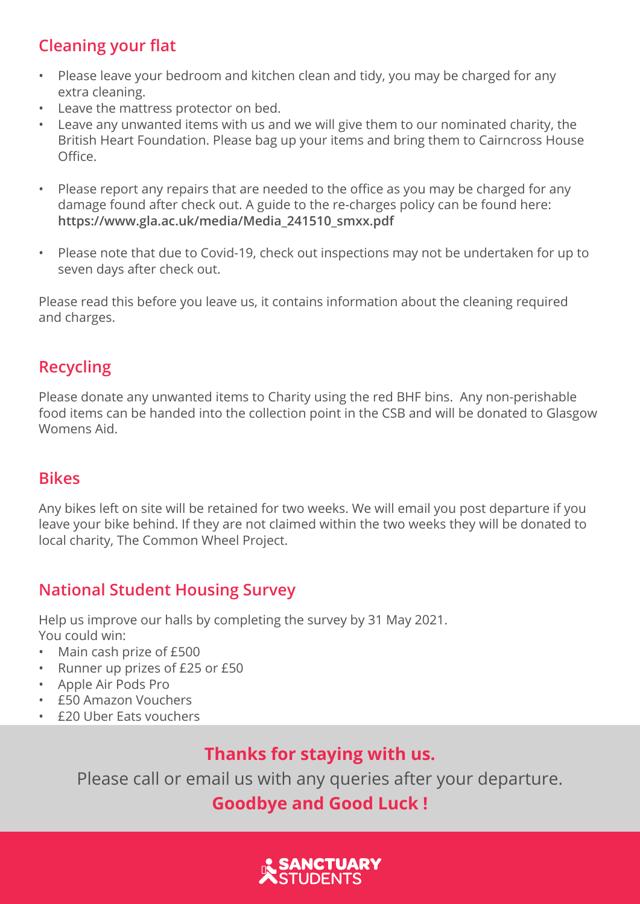## Cleaning your flat

- Please leave your bedroom and kitchen clean and tidy, you may be charged for any extra cleaning.
- Leave the mattress protector on bed.
- Leave any unwanted items with us and we will give them to our nominated charity, the British Heart Foundation. Please bag up your items and bring them to Cairncross House Office.
- Please report any repairs that are needed to the office as you may be charged for any damage found after check out. A guide to the re-charges policy can be found here: **https://www.gla.ac.uk/media/Media_241510_smxx.pdf**
- Please note that due to Covid-19, check out inspections may not be undertaken for up to seven days after check out.

Please read this before you leave us, it contains information about the cleaning required and charges.

## Recycling

Please donate any unwanted items to Charity using the red BHF bins. Any non-perishable food items can be handed into the collection point in the CSB and will be donated to Glasgow Womens Aid.

## Bikes

Any bikes left on site will be retained for two weeks. We will email you post departure if you leave your bike behind. If they are not claimed within the two weeks they will be donated to local charity, The Common Wheel Project.

## National Student Housing Survey

Help us improve our halls by completing the survey by 31 May 2021.
You could win:

- Main cash prize of £500
- Runner up prizes of £25 or £50
- Apple Air Pods Pro
- £50 Amazon Vouchers
- £20 Uber Eats vouchers

**Thanks for staying with us.**

Please call or email us with any queries after your departure.

**Goodbye and Good Luck !**

SANCTUARY STUDENTS